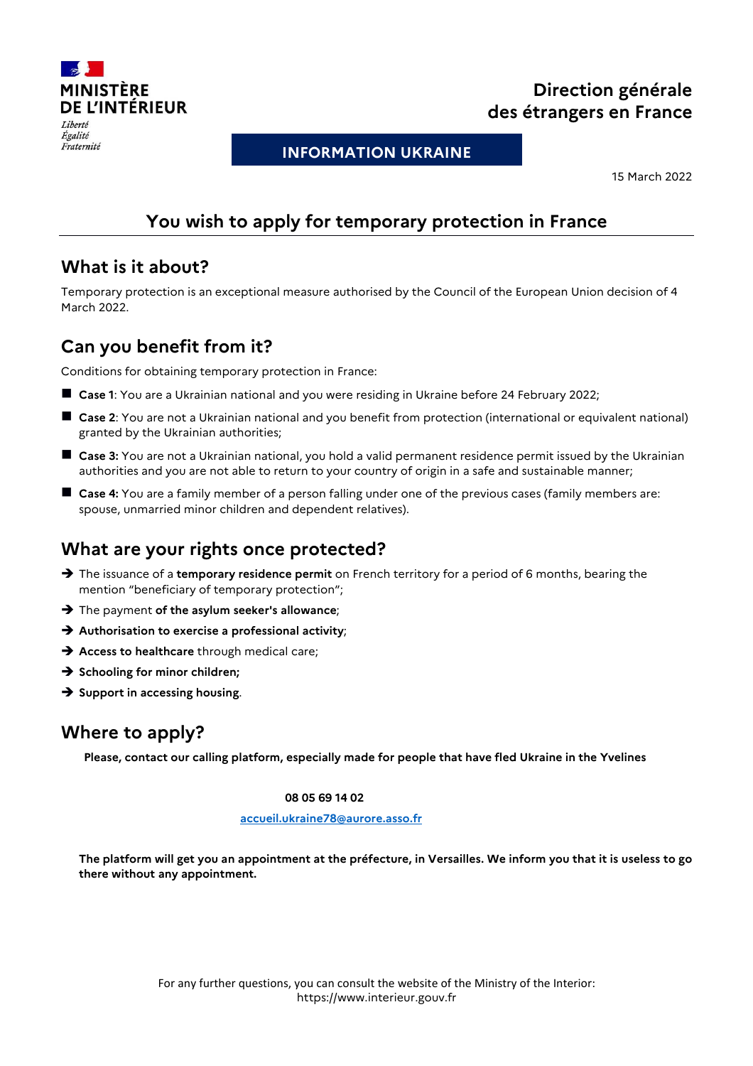**MINISTÈRE DE L'INTÉRIEUR**

*Liberté*
*Égalité*
*Fraternité*

**Direction générale des étrangers en France**

**INFORMATION UKRAINE**

15 March 2022

# You wish to apply for temporary protection in France

## What is it about?

Temporary protection is an exceptional measure authorised by the Council of the European Union decision of 4 March 2022.

## Can you benefit from it?

Conditions for obtaining temporary protection in France:

- **Case 1**: You are a Ukrainian national and you were residing in Ukraine before 24 February 2022;
- **Case 2**: You are not a Ukrainian national and you benefit from protection (international or equivalent national) granted by the Ukrainian authorities;
- **Case 3:** You are not a Ukrainian national, you hold a valid permanent residence permit issued by the Ukrainian authorities and you are not able to return to your country of origin in a safe and sustainable manner;
- **Case 4:** You are a family member of a person falling under one of the previous cases (family members are: spouse, unmarried minor children and dependent relatives).

## What are your rights once protected?

- ➔ The issuance of a **temporary residence permit** on French territory for a period of 6 months, bearing the mention "beneficiary of temporary protection";
- ➔ The payment **of the asylum seeker's allowance**;
- ➔ **Authorisation to exercise a professional activity**;
- ➔ **Access to healthcare** through medical care;
- ➔ **Schooling for minor children;**
- ➔ **Support in accessing housing**.

## Where to apply?

**Please, contact our calling platform, especially made for people that have fled Ukraine in the Yvelines**

**08 05 69 14 02**

accueil.ukraine78@aurore.asso.fr

**The platform will get you an appointment at the préfecture, in Versailles. We inform you that it is useless to go there without any appointment.**

For any further questions, you can consult the website of the Ministry of the Interior:
https://www.interieur.gouv.fr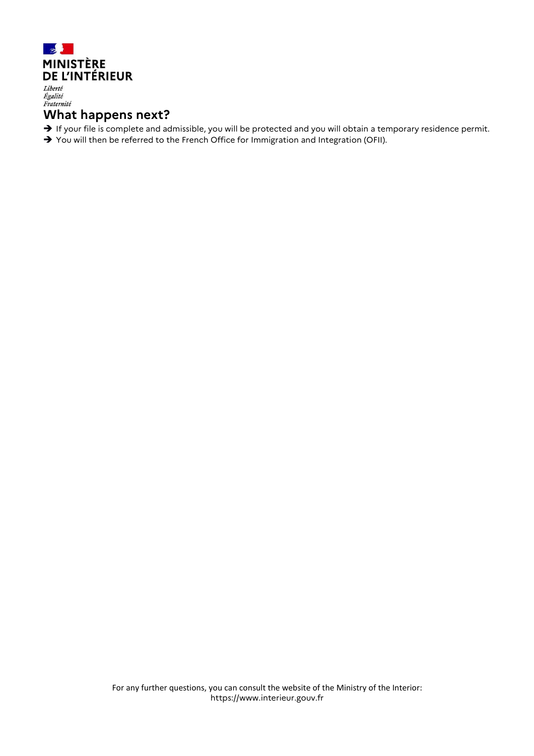MINISTÈRE
DE L'INTÉRIEUR

*Liberté*
*Égalité*
*Fraternité*

## What happens next?

➔ If your file is complete and admissible, you will be protected and you will obtain a temporary residence permit.

➔ You will then be referred to the French Office for Immigration and Integration (OFII).

For any further questions, you can consult the website of the Ministry of the Interior:
https://www.interieur.gouv.fr